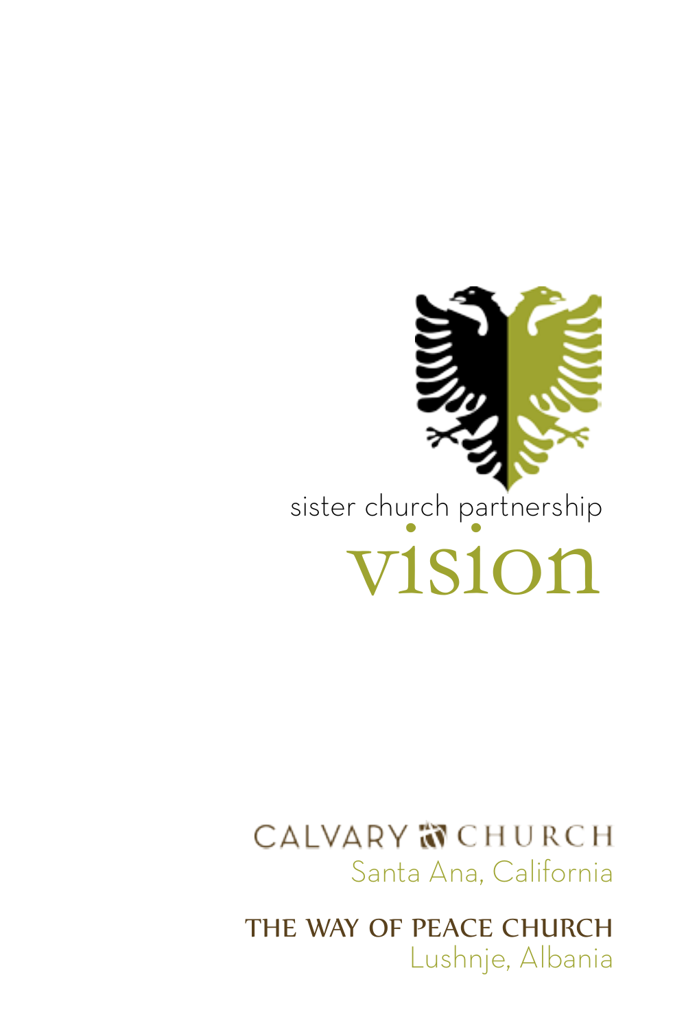sister church partnership

# vision

CALVARY CHURCH
Santa Ana, California

**THE WAY OF PEACE CHURCH**
Lushnje, Albania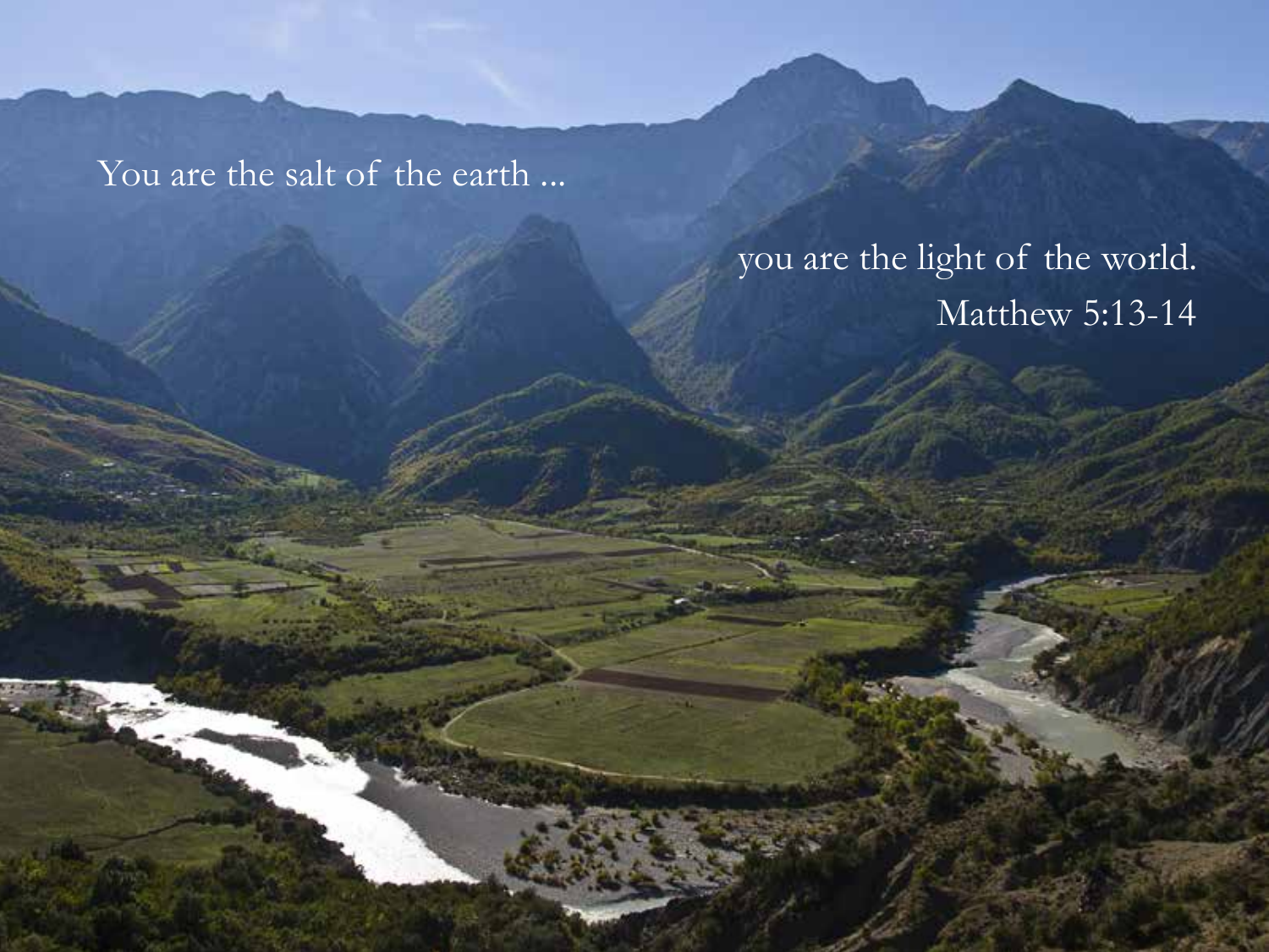You are the salt of the earth ...

you are the light of the world.

Matthew 5:13-14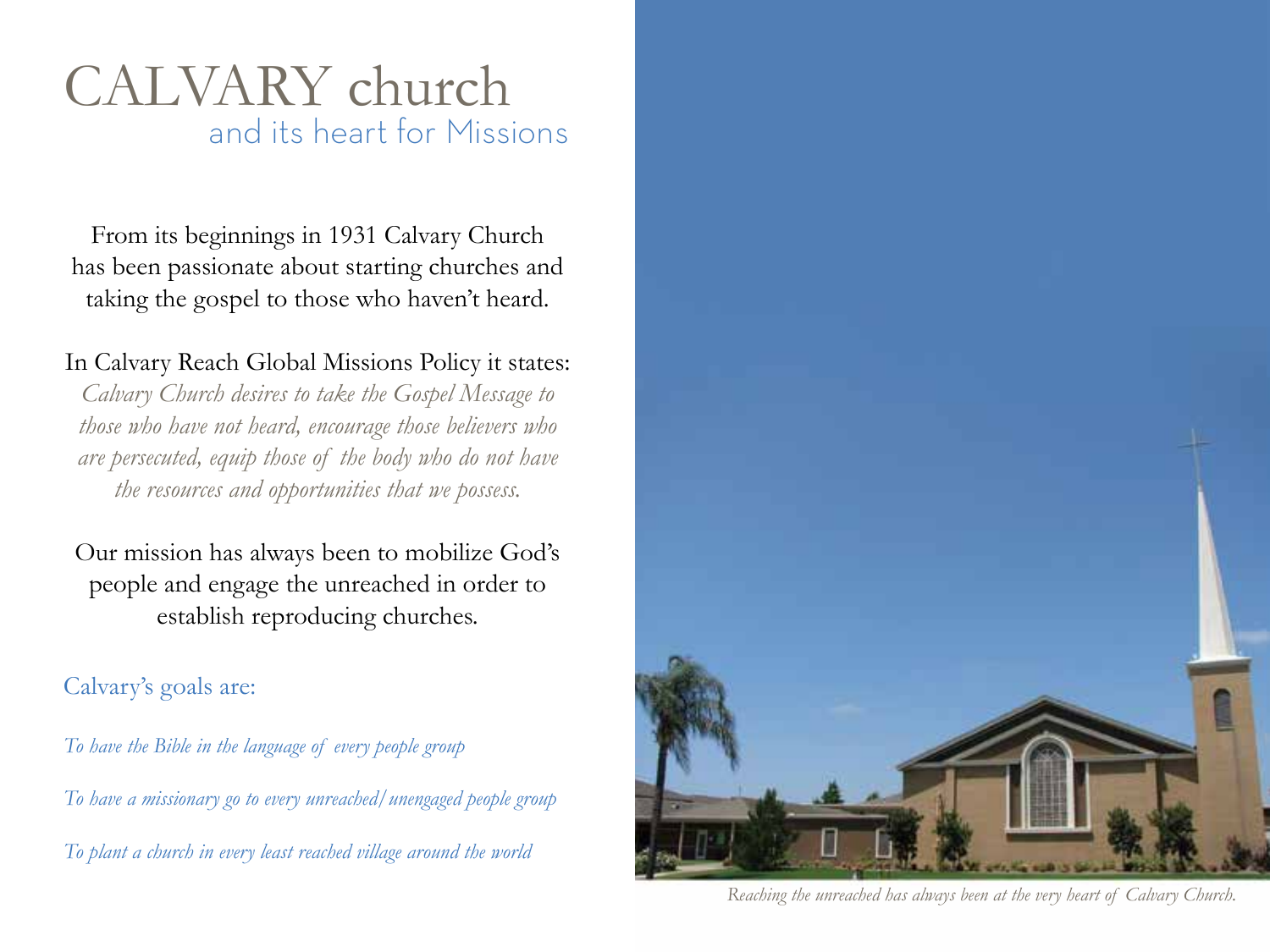# CALVARY church
## and its heart for Missions

From its beginnings in 1931 Calvary Church has been passionate about starting churches and taking the gospel to those who haven't heard.

In Calvary Reach Global Missions Policy it states:
*Calvary Church desires to take the Gospel Message to those who have not heard, encourage those believers who are persecuted, equip those of the body who do not have the resources and opportunities that we possess.*

Our mission has always been to mobilize God's people and engage the unreached in order to establish reproducing churches.

### Calvary's goals are:

*To have the Bible in the language of every people group*

*To have a missionary go to every unreached/unengaged people group*

*To plant a church in every least reached village around the world*

*Reaching the unreached has always been at the very heart of Calvary Church.*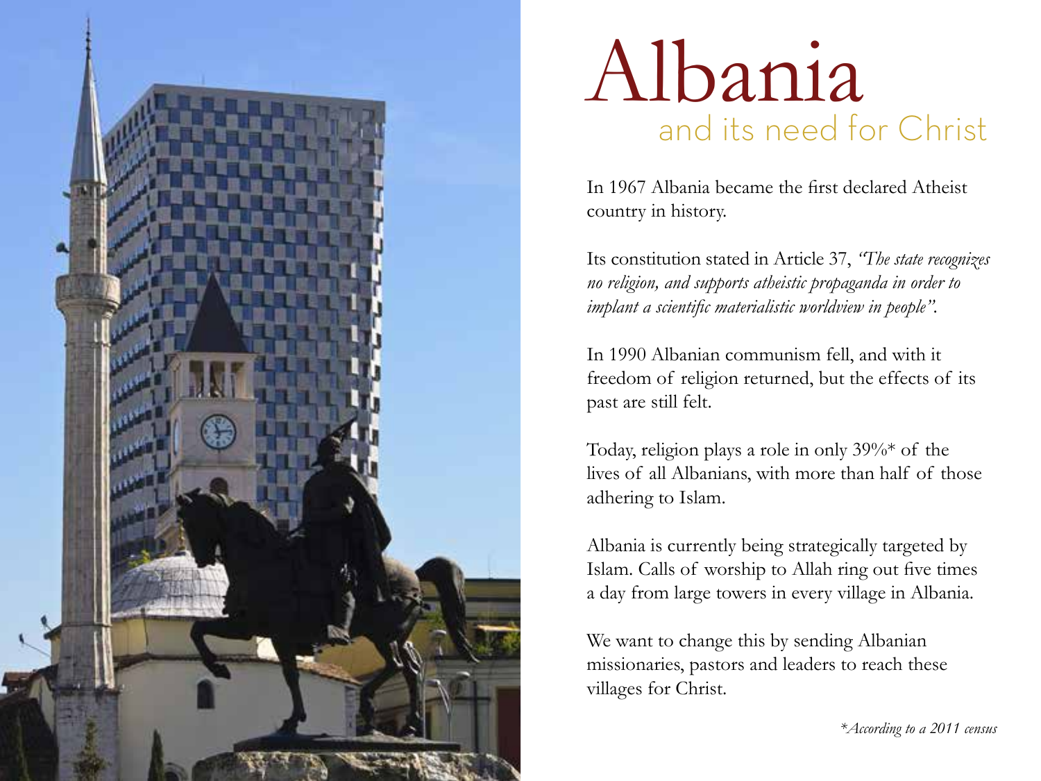# Albania

## and its need for Christ

In 1967 Albania became the first declared Atheist country in history.

Its constitution stated in Article 37, *"The state recognizes no religion, and supports atheistic propaganda in order to implant a scientific materialistic worldview in people".*

In 1990 Albanian communism fell, and with it freedom of religion returned, but the effects of its past are still felt.

Today, religion plays a role in only 39%* of the lives of all Albanians, with more than half of those adhering to Islam.

Albania is currently being strategically targeted by Islam. Calls of worship to Allah ring out five times a day from large towers in every village in Albania.

We want to change this by sending Albanian missionaries, pastors and leaders to reach these villages for Christ.

*\*According to a 2011 census*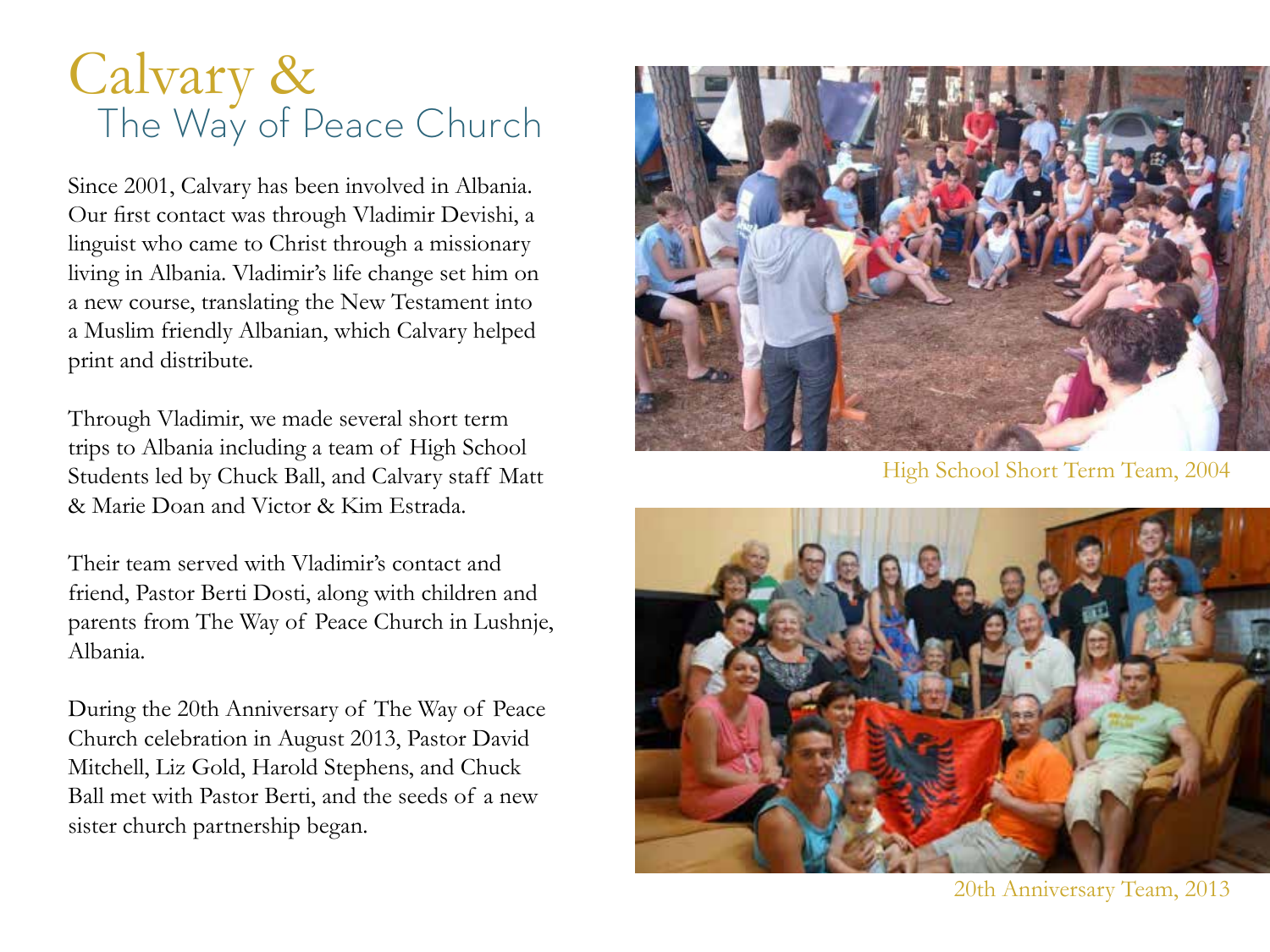# Calvary & The Way of Peace Church

Since 2001, Calvary has been involved in Albania. Our first contact was through Vladimir Devishi, a linguist who came to Christ through a missionary living in Albania. Vladimir's life change set him on a new course, translating the New Testament into a Muslim friendly Albanian, which Calvary helped print and distribute.

Through Vladimir, we made several short term trips to Albania including a team of High School Students led by Chuck Ball, and Calvary staff Matt & Marie Doan and Victor & Kim Estrada.

Their team served with Vladimir's contact and friend, Pastor Berti Dosti, along with children and parents from The Way of Peace Church in Lushnje, Albania.

During the 20th Anniversary of The Way of Peace Church celebration in August 2013, Pastor David Mitchell, Liz Gold, Harold Stephens, and Chuck Ball met with Pastor Berti, and the seeds of a new sister church partnership began.

High School Short Term Team, 2004

20th Anniversary Team, 2013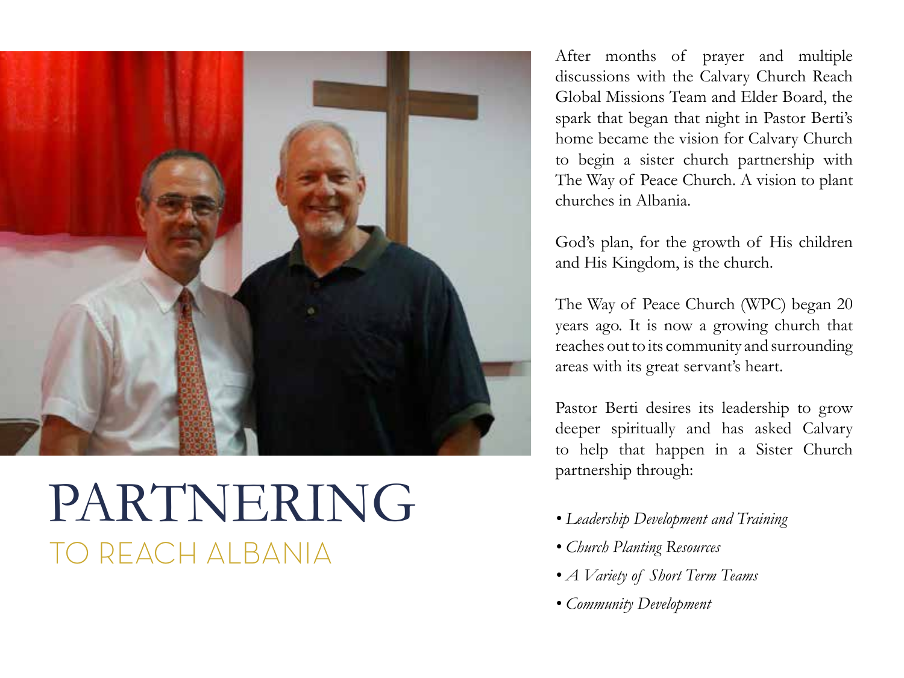# PARTNERING

## TO REACH ALBANIA

After months of prayer and multiple discussions with the Calvary Church Reach Global Missions Team and Elder Board, the spark that began that night in Pastor Berti's home became the vision for Calvary Church to begin a sister church partnership with The Way of Peace Church. A vision to plant churches in Albania.

God's plan, for the growth of His children and His Kingdom, is the church.

The Way of Peace Church (WPC) began 20 years ago. It is now a growing church that reaches out to its community and surrounding areas with its great servant's heart.

Pastor Berti desires its leadership to grow deeper spiritually and has asked Calvary to help that happen in a Sister Church partnership through:

- *Leadership Development and Training*
- *Church Planting Resources*
- *A Variety of Short Term Teams*
- *Community Development*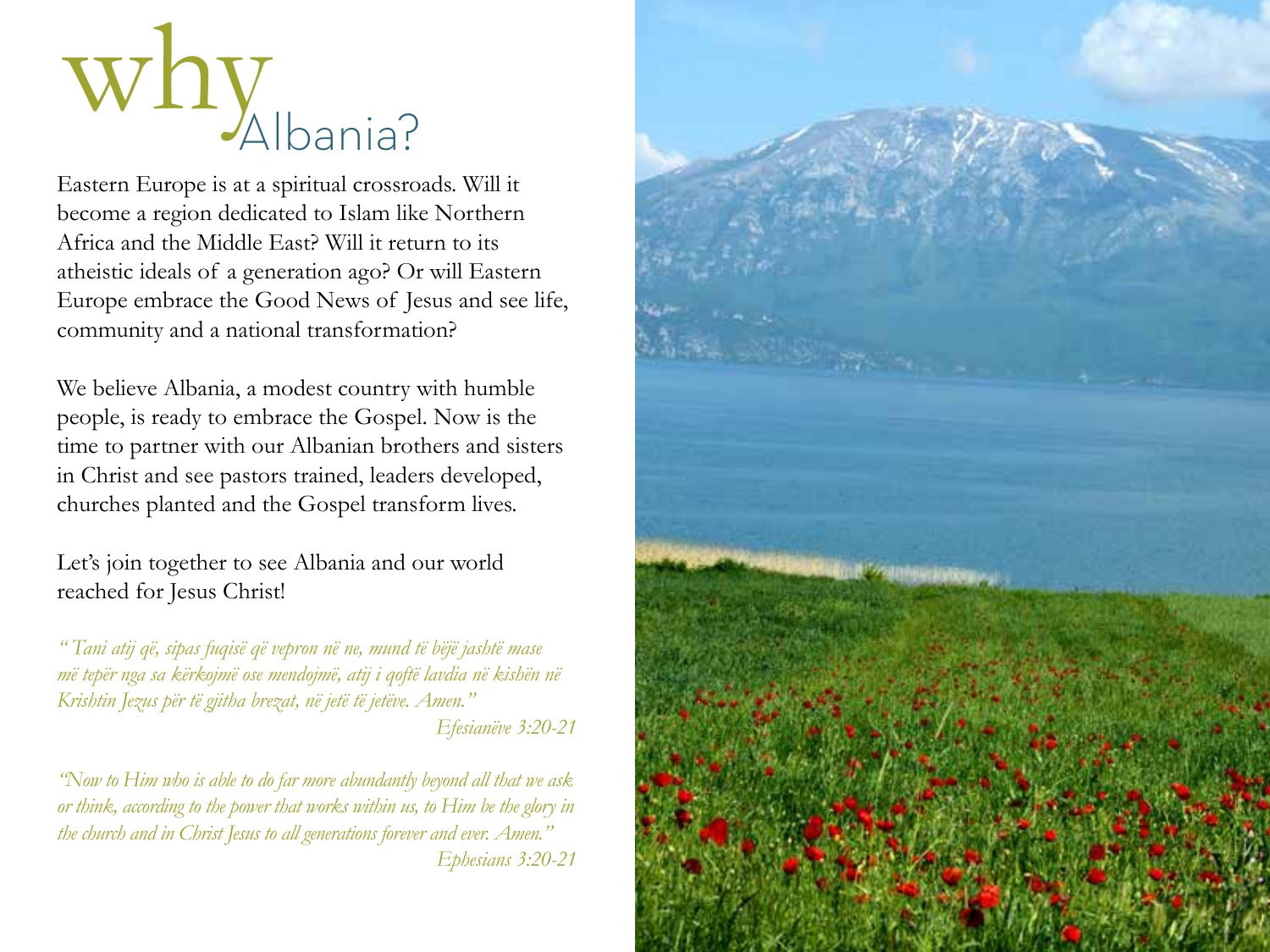# why Albania?

Eastern Europe is at a spiritual crossroads. Will it become a region dedicated to Islam like Northern Africa and the Middle East? Will it return to its atheistic ideals of a generation ago? Or will Eastern Europe embrace the Good News of Jesus and see life, community and a national transformation?

We believe Albania, a modest country with humble people, is ready to embrace the Gospel. Now is the time to partner with our Albanian brothers and sisters in Christ and see pastors trained, leaders developed, churches planted and the Gospel transform lives.

Let's join together to see Albania and our world reached for Jesus Christ!

*"Tani atij që, sipas fuqisë që vepron në ne, mund të bëjë jashtë mase më tepër nga sa kërkojmë ose mendojmë, atij i qoftë lavdia në kishën në Krishtin Jezus për të gjitha brezat, në jetë të jetëve. Amen."*

*Efesianëve 3:20-21*

*"Now to Him who is able to do far more abundantly beyond all that we ask or think, according to the power that works within us, to Him be the glory in the church and in Christ Jesus to all generations forever and ever. Amen."*

*Ephesians 3:20-21*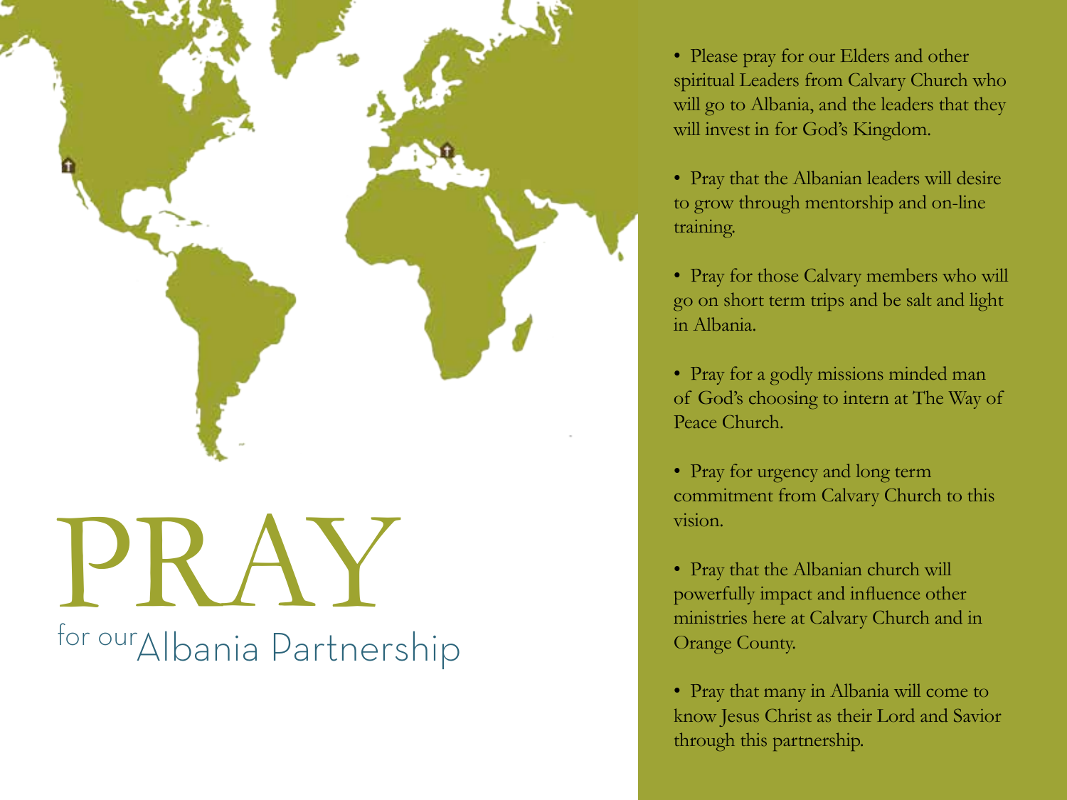# PRAY

## for our Albania Partnership

- Please pray for our Elders and other spiritual Leaders from Calvary Church who will go to Albania, and the leaders that they will invest in for God's Kingdom.
- Pray that the Albanian leaders will desire to grow through mentorship and on-line training.
- Pray for those Calvary members who will go on short term trips and be salt and light in Albania.
- Pray for a godly missions minded man of God's choosing to intern at The Way of Peace Church.
- Pray for urgency and long term commitment from Calvary Church to this vision.
- Pray that the Albanian church will powerfully impact and influence other ministries here at Calvary Church and in Orange County.
- Pray that many in Albania will come to know Jesus Christ as their Lord and Savior through this partnership.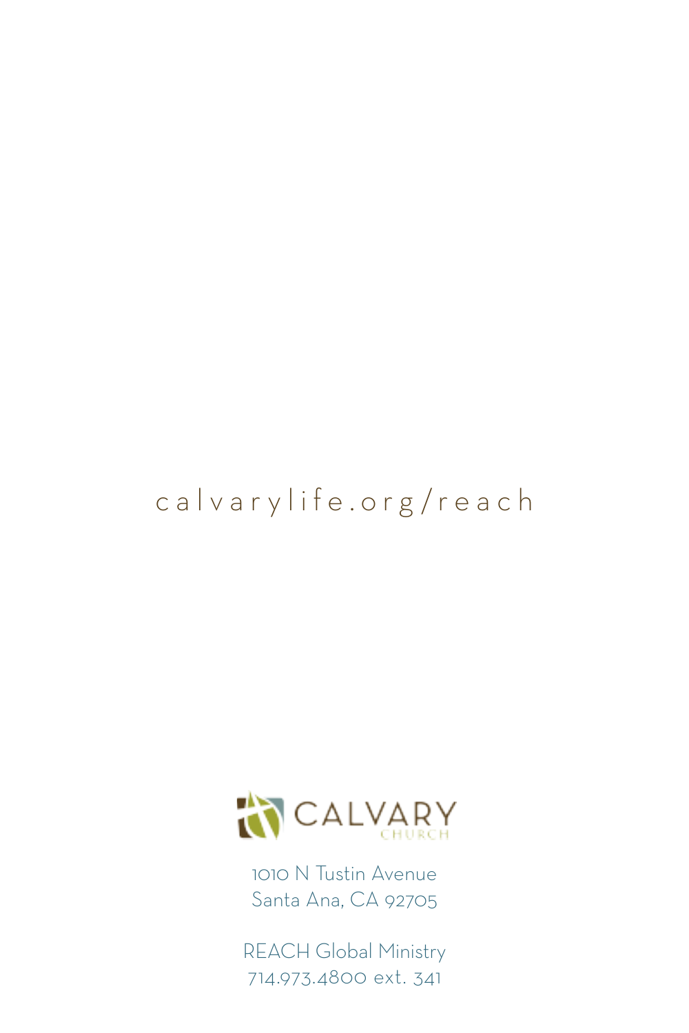calvarylife.org/reach

CALVARY
CHURCH

1010 N Tustin Avenue
Santa Ana, CA 92705

REACH Global Ministry
714.973.4800 ext. 341